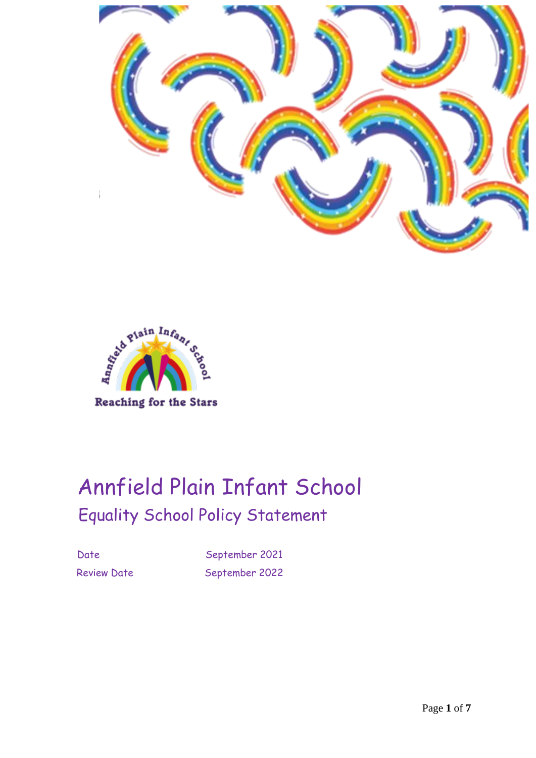Reaching for the Stars

# Annfield Plain Infant School

## Equality School Policy Statement

| Date | September 2021 |
| --- | --- |
| Review Date | September 2022 |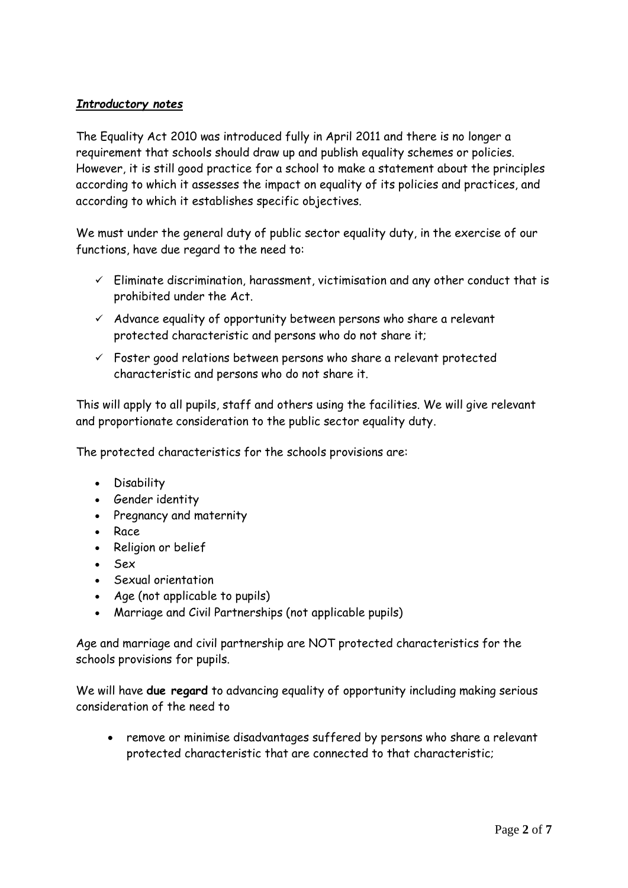***Introductory notes***

The Equality Act 2010 was introduced fully in April 2011 and there is no longer a requirement that schools should draw up and publish equality schemes or policies. However, it is still good practice for a school to make a statement about the principles according to which it assesses the impact on equality of its policies and practices, and according to which it establishes specific objectives.

We must under the general duty of public sector equality duty, in the exercise of our functions, have due regard to the need to:

- ✓ Eliminate discrimination, harassment, victimisation and any other conduct that is prohibited under the Act.
- ✓ Advance equality of opportunity between persons who share a relevant protected characteristic and persons who do not share it;
- ✓ Foster good relations between persons who share a relevant protected characteristic and persons who do not share it.

This will apply to all pupils, staff and others using the facilities. We will give relevant and proportionate consideration to the public sector equality duty.

The protected characteristics for the schools provisions are:

- Disability
- Gender identity
- Pregnancy and maternity
- Race
- Religion or belief
- Sex
- Sexual orientation
- Age (not applicable to pupils)
- Marriage and Civil Partnerships (not applicable pupils)

Age and marriage and civil partnership are NOT protected characteristics for the schools provisions for pupils.

We will have **due regard** to advancing equality of opportunity including making serious consideration of the need to

- remove or minimise disadvantages suffered by persons who share a relevant protected characteristic that are connected to that characteristic;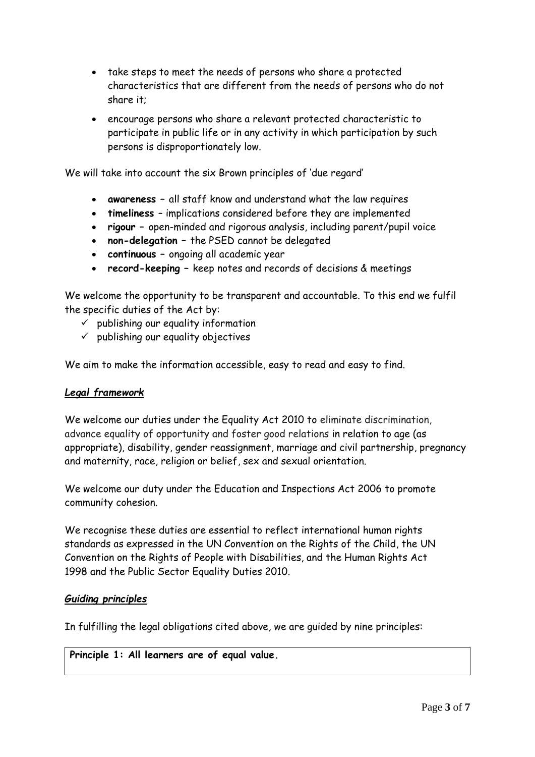- take steps to meet the needs of persons who share a protected characteristics that are different from the needs of persons who do not share it;
- encourage persons who share a relevant protected characteristic to participate in public life or in any activity in which participation by such persons is disproportionately low.

We will take into account the six Brown principles of 'due regard'

- **awareness** – all staff know and understand what the law requires
- **timeliness** – implications considered before they are implemented
- **rigour** – open-minded and rigorous analysis, including parent/pupil voice
- **non-delegation** – the PSED cannot be delegated
- **continuous** – ongoing all academic year
- **record-keeping** – keep notes and records of decisions & meetings

We welcome the opportunity to be transparent and accountable. To this end we fulfil the specific duties of the Act by:

- ✓ publishing our equality information
- ✓ publishing our equality objectives

We aim to make the information accessible, easy to read and easy to find.

***Legal framework***

We welcome our duties under the Equality Act 2010 to eliminate discrimination, advance equality of opportunity and foster good relations in relation to age (as appropriate), disability, gender reassignment, marriage and civil partnership, pregnancy and maternity, race, religion or belief, sex and sexual orientation.

We welcome our duty under the Education and Inspections Act 2006 to promote community cohesion.

We recognise these duties are essential to reflect international human rights standards as expressed in the UN Convention on the Rights of the Child, the UN Convention on the Rights of People with Disabilities, and the Human Rights Act 1998 and the Public Sector Equality Duties 2010.

***Guiding principles***

In fulfilling the legal obligations cited above, we are guided by nine principles:

**Principle 1: All learners are of equal value.**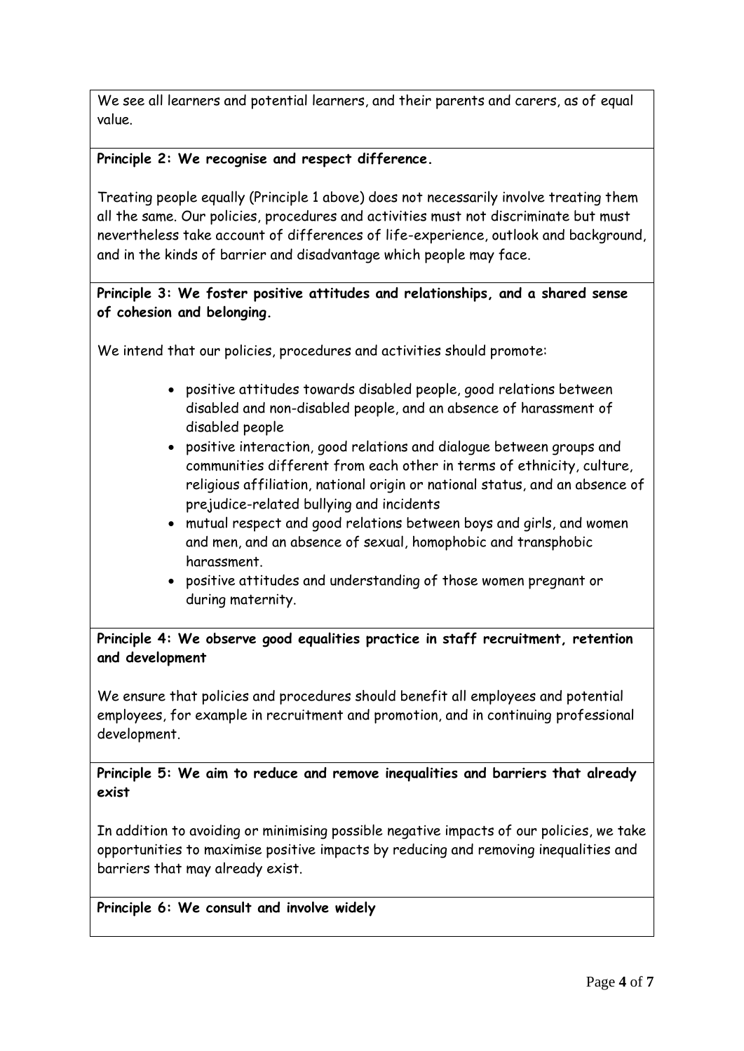We see all learners and potential learners, and their parents and carers, as of equal value.

**Principle 2: We recognise and respect difference.**

Treating people equally (Principle 1 above) does not necessarily involve treating them all the same. Our policies, procedures and activities must not discriminate but must nevertheless take account of differences of life-experience, outlook and background, and in the kinds of barrier and disadvantage which people may face.

**Principle 3: We foster positive attitudes and relationships, and a shared sense of cohesion and belonging.**

We intend that our policies, procedures and activities should promote:

- positive attitudes towards disabled people, good relations between disabled and non-disabled people, and an absence of harassment of disabled people
- positive interaction, good relations and dialogue between groups and communities different from each other in terms of ethnicity, culture, religious affiliation, national origin or national status, and an absence of prejudice-related bullying and incidents
- mutual respect and good relations between boys and girls, and women and men, and an absence of sexual, homophobic and transphobic harassment.
- positive attitudes and understanding of those women pregnant or during maternity.

**Principle 4: We observe good equalities practice in staff recruitment, retention and development**

We ensure that policies and procedures should benefit all employees and potential employees, for example in recruitment and promotion, and in continuing professional development.

**Principle 5: We aim to reduce and remove inequalities and barriers that already exist**

In addition to avoiding or minimising possible negative impacts of our policies, we take opportunities to maximise positive impacts by reducing and removing inequalities and barriers that may already exist.

**Principle 6: We consult and involve widely**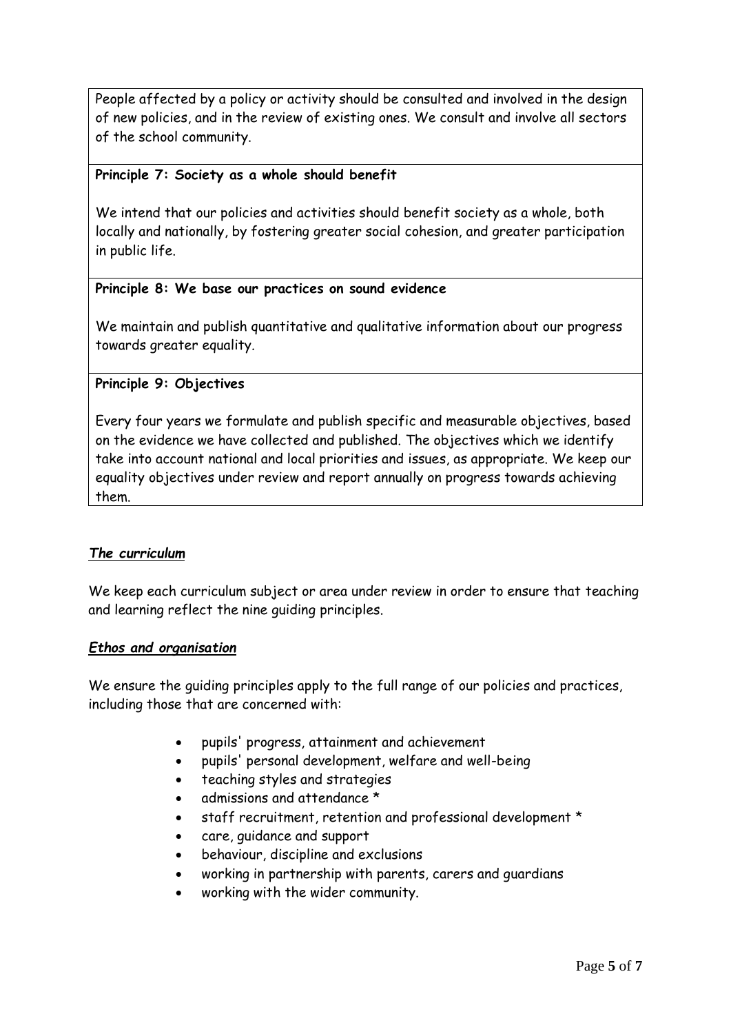People affected by a policy or activity should be consulted and involved in the design of new policies, and in the review of existing ones. We consult and involve all sectors of the school community.

**Principle 7: Society as a whole should benefit**

We intend that our policies and activities should benefit society as a whole, both locally and nationally, by fostering greater social cohesion, and greater participation in public life.

**Principle 8: We base our practices on sound evidence**

We maintain and publish quantitative and qualitative information about our progress towards greater equality.

**Principle 9: Objectives**

Every four years we formulate and publish specific and measurable objectives, based on the evidence we have collected and published. The objectives which we identify take into account national and local priorities and issues, as appropriate. We keep our equality objectives under review and report annually on progress towards achieving them.

***The curriculum***

We keep each curriculum subject or area under review in order to ensure that teaching and learning reflect the nine guiding principles.

***Ethos and organisation***

We ensure the guiding principles apply to the full range of our policies and practices, including those that are concerned with:

- pupils' progress, attainment and achievement
- pupils' personal development, welfare and well-being
- teaching styles and strategies
- admissions and attendance *
- staff recruitment, retention and professional development *
- care, guidance and support
- behaviour, discipline and exclusions
- working in partnership with parents, carers and guardians
- working with the wider community.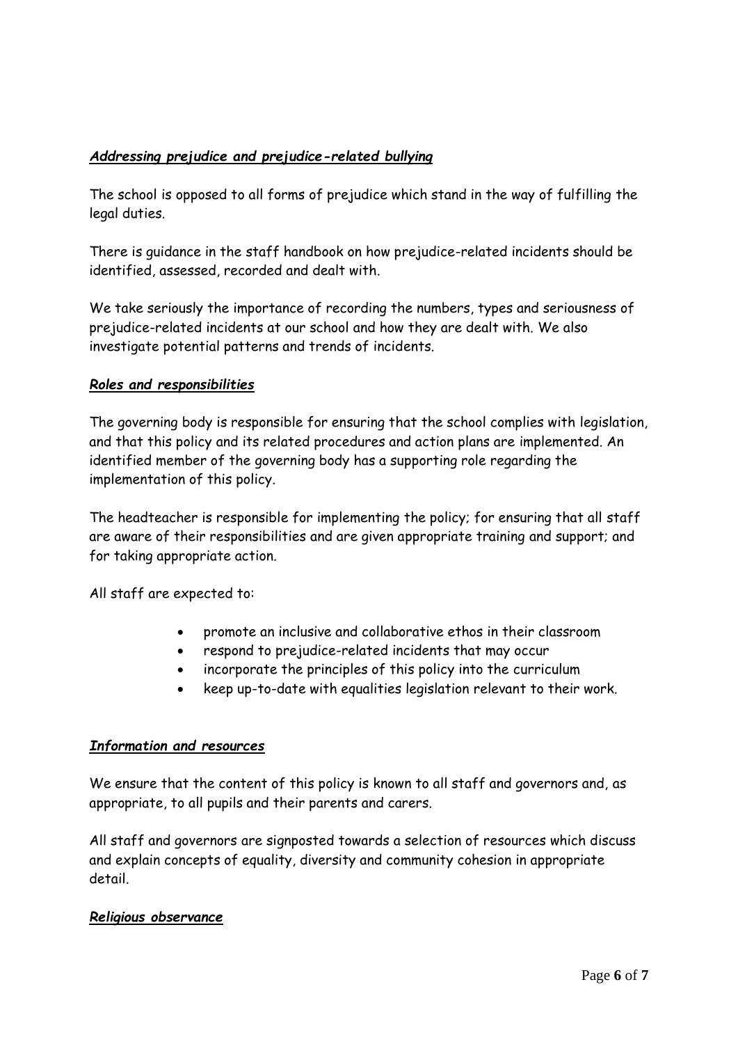***Addressing prejudice and prejudice-related bullying***

The school is opposed to all forms of prejudice which stand in the way of fulfilling the legal duties.

There is guidance in the staff handbook on how prejudice-related incidents should be identified, assessed, recorded and dealt with.

We take seriously the importance of recording the numbers, types and seriousness of prejudice-related incidents at our school and how they are dealt with. We also investigate potential patterns and trends of incidents.

***Roles and responsibilities***

The governing body is responsible for ensuring that the school complies with legislation, and that this policy and its related procedures and action plans are implemented. An identified member of the governing body has a supporting role regarding the implementation of this policy.

The headteacher is responsible for implementing the policy; for ensuring that all staff are aware of their responsibilities and are given appropriate training and support; and for taking appropriate action.

All staff are expected to:

- promote an inclusive and collaborative ethos in their classroom
- respond to prejudice-related incidents that may occur
- incorporate the principles of this policy into the curriculum
- keep up-to-date with equalities legislation relevant to their work.

***Information and resources***

We ensure that the content of this policy is known to all staff and governors and, as appropriate, to all pupils and their parents and carers.

All staff and governors are signposted towards a selection of resources which discuss and explain concepts of equality, diversity and community cohesion in appropriate detail.

***Religious observance***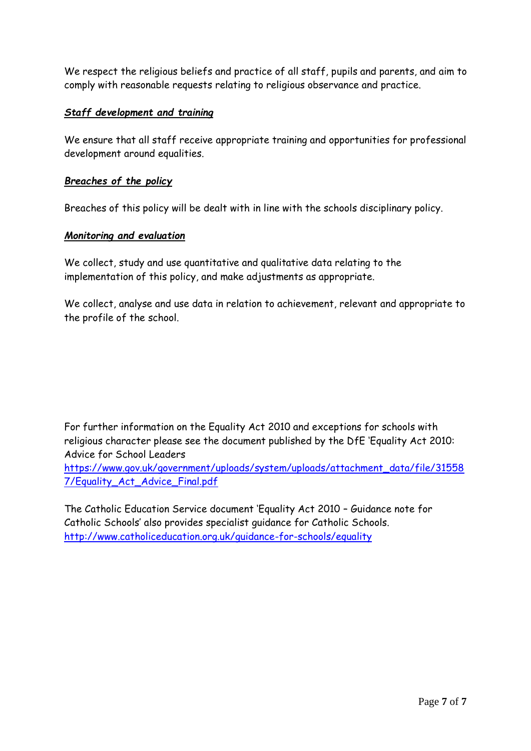We respect the religious beliefs and practice of all staff, pupils and parents, and aim to comply with reasonable requests relating to religious observance and practice.

***Staff development and training***

We ensure that all staff receive appropriate training and opportunities for professional development around equalities.

***Breaches of the policy***

Breaches of this policy will be dealt with in line with the schools disciplinary policy.

***Monitoring and evaluation***

We collect, study and use quantitative and qualitative data relating to the implementation of this policy, and make adjustments as appropriate.

We collect, analyse and use data in relation to achievement, relevant and appropriate to the profile of the school.

For further information on the Equality Act 2010 and exceptions for schools with religious character please see the document published by the DfE 'Equality Act 2010: Advice for School Leaders
https://www.gov.uk/government/uploads/system/uploads/attachment_data/file/315587/Equality_Act_Advice_Final.pdf

The Catholic Education Service document 'Equality Act 2010 – Guidance note for Catholic Schools' also provides specialist guidance for Catholic Schools.
http://www.catholiceducation.org.uk/guidance-for-schools/equality